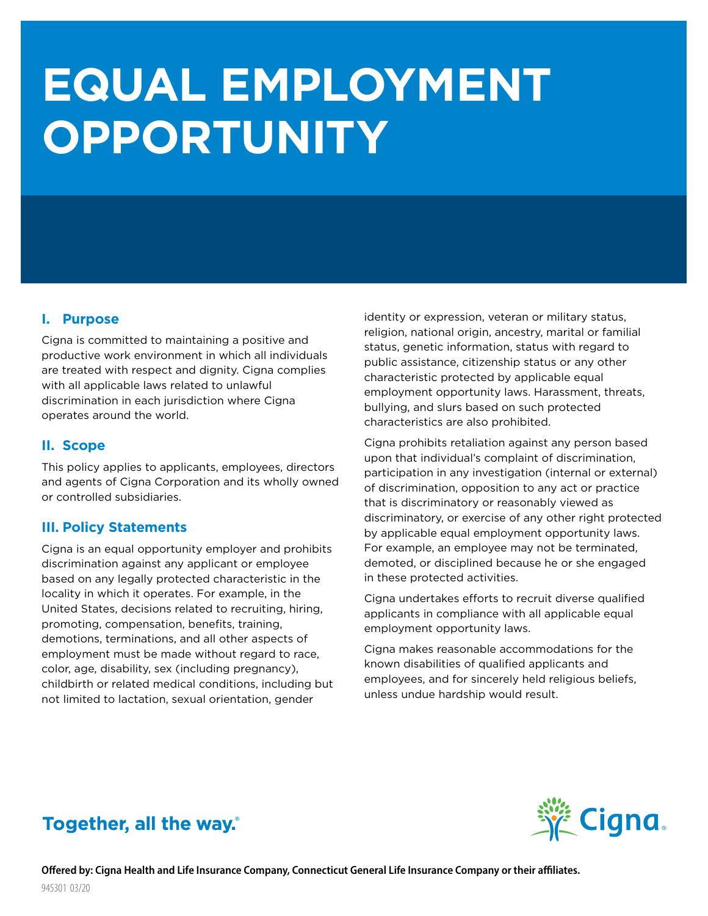# EQUAL EMPLOYMENT OPPORTUNITY

## I. Purpose

Cigna is committed to maintaining a positive and productive work environment in which all individuals are treated with respect and dignity. Cigna complies with all applicable laws related to unlawful discrimination in each jurisdiction where Cigna operates around the world.

## II. Scope

This policy applies to applicants, employees, directors and agents of Cigna Corporation and its wholly owned or controlled subsidiaries.

## III. Policy Statements

Cigna is an equal opportunity employer and prohibits discrimination against any applicant or employee based on any legally protected characteristic in the locality in which it operates. For example, in the United States, decisions related to recruiting, hiring, promoting, compensation, benefits, training, demotions, terminations, and all other aspects of employment must be made without regard to race, color, age, disability, sex (including pregnancy), childbirth or related medical conditions, including but not limited to lactation, sexual orientation, gender identity or expression, veteran or military status, religion, national origin, ancestry, marital or familial status, genetic information, status with regard to public assistance, citizenship status or any other characteristic protected by applicable equal employment opportunity laws. Harassment, threats, bullying, and slurs based on such protected characteristics are also prohibited.

Cigna prohibits retaliation against any person based upon that individual's complaint of discrimination, participation in any investigation (internal or external) of discrimination, opposition to any act or practice that is discriminatory or reasonably viewed as discriminatory, or exercise of any other right protected by applicable equal employment opportunity laws. For example, an employee may not be terminated, demoted, or disciplined because he or she engaged in these protected activities.

Cigna undertakes efforts to recruit diverse qualified applicants in compliance with all applicable equal employment opportunity laws.

Cigna makes reasonable accommodations for the known disabilities of qualified applicants and employees, and for sincerely held religious beliefs, unless undue hardship would result.

Together, all the way.®

Cigna.

**Offered by: Cigna Health and Life Insurance Company, Connecticut General Life Insurance Company or their affiliates.**

945301 03/20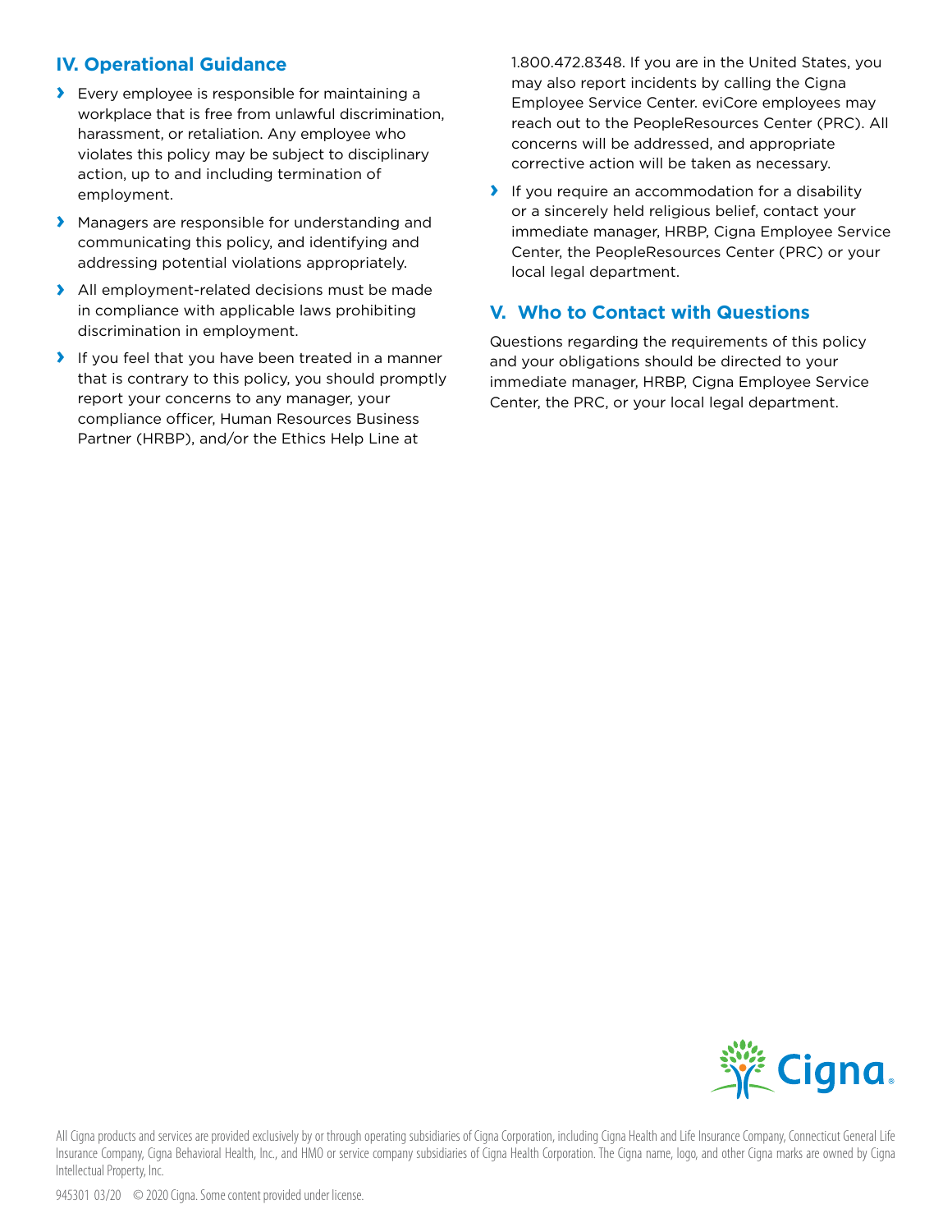## IV. Operational Guidance

- Every employee is responsible for maintaining a workplace that is free from unlawful discrimination, harassment, or retaliation. Any employee who violates this policy may be subject to disciplinary action, up to and including termination of employment.
- Managers are responsible for understanding and communicating this policy, and identifying and addressing potential violations appropriately.
- All employment-related decisions must be made in compliance with applicable laws prohibiting discrimination in employment.
- If you feel that you have been treated in a manner that is contrary to this policy, you should promptly report your concerns to any manager, your compliance officer, Human Resources Business Partner (HRBP), and/or the Ethics Help Line at 1.800.472.8348. If you are in the United States, you may also report incidents by calling the Cigna Employee Service Center. eviCore employees may reach out to the PeopleResources Center (PRC). All concerns will be addressed, and appropriate corrective action will be taken as necessary.
- If you require an accommodation for a disability or a sincerely held religious belief, contact your immediate manager, HRBP, Cigna Employee Service Center, the PeopleResources Center (PRC) or your local legal department.

## V. Who to Contact with Questions

Questions regarding the requirements of this policy and your obligations should be directed to your immediate manager, HRBP, Cigna Employee Service Center, the PRC, or your local legal department.

Cigna.

All Cigna products and services are provided exclusively by or through operating subsidiaries of Cigna Corporation, including Cigna Health and Life Insurance Company, Connecticut General Life Insurance Company, Cigna Behavioral Health, Inc., and HMO or service company subsidiaries of Cigna Health Corporation. The Cigna name, logo, and other Cigna marks are owned by Cigna Intellectual Property, Inc.

945301 03/20 © 2020 Cigna. Some content provided under license.